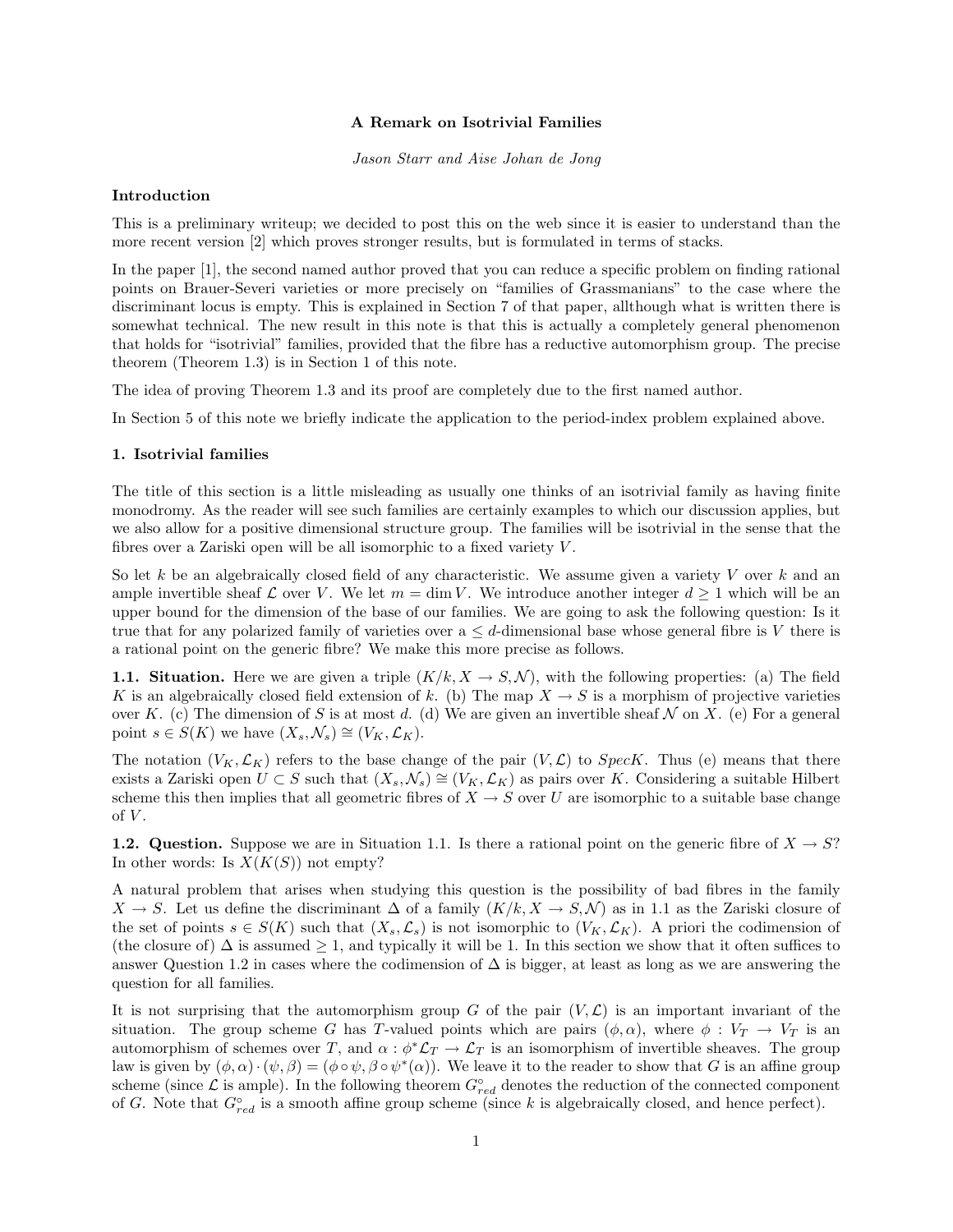# A Remark on Isotrivial Families

*Jason Starr and Aise Johan de Jong*

## Introduction

This is a preliminary writeup; we decided to post this on the web since it is easier to understand than the more recent version [2] which proves stronger results, but is formulated in terms of stacks.

In the paper [1], the second named author proved that you can reduce a specific problem on finding rational points on Brauer-Severi varieties or more precisely on "families of Grassmanians" to the case where the discriminant locus is empty. This is explained in Section 7 of that paper, allthough what is written there is somewhat technical. The new result in this note is that this is actually a completely general phenomenon that holds for "isotrivial" families, provided that the fibre has a reductive automorphism group. The precise theorem (Theorem 1.3) is in Section 1 of this note.

The idea of proving Theorem 1.3 and its proof are completely due to the first named author.

In Section 5 of this note we briefly indicate the application to the period-index problem explained above.

## 1. Isotrivial families

The title of this section is a little misleading as usually one thinks of an isotrivial family as having finite monodromy. As the reader will see such families are certainly examples to which our discussion applies, but we also allow for a positive dimensional structure group. The families will be isotrivial in the sense that the fibres over a Zariski open will be all isomorphic to a fixed variety $V$.

So let $k$ be an algebraically closed field of any characteristic. We assume given a variety $V$ over $k$ and an ample invertible sheaf $\mathcal{L}$ over $V$. We let $m = \dim V$. We introduce another integer $d \geq 1$ which will be an upper bound for the dimension of the base of our families. We are going to ask the following question: Is it true that for any polarized family of varieties over a $\leq d$-dimensional base whose general fibre is $V$ there is a rational point on the generic fibre? We make this more precise as follows.

**1.1. Situation.** Here we are given a triple $(K/k, X \to S, \mathcal{N})$, with the following properties: (a) The field $K$ is an algebraically closed field extension of $k$. (b) The map $X \to S$ is a morphism of projective varieties over $K$. (c) The dimension of $S$ is at most $d$. (d) We are given an invertible sheaf $\mathcal{N}$ on $X$. (e) For a general point $s \in S(K)$ we have $(X_s, \mathcal{N}_s) \cong (V_K, \mathcal{L}_K)$.

The notation $(V_K, \mathcal{L}_K)$ refers to the base change of the pair $(V, \mathcal{L})$ to $Spec K$. Thus (e) means that there exists a Zariski open $U \subset S$ such that $(X_s, \mathcal{N}_s) \cong (V_K, \mathcal{L}_K)$ as pairs over $K$. Considering a suitable Hilbert scheme this then implies that all geometric fibres of $X \to S$ over $U$ are isomorphic to a suitable base change of $V$.

**1.2. Question.** Suppose we are in Situation 1.1. Is there a rational point on the generic fibre of $X \to S$? In other words: Is $X(K(S))$ not empty?

A natural problem that arises when studying this question is the possibility of bad fibres in the family $X \to S$. Let us define the discriminant $\Delta$ of a family $(K/k, X \to S, \mathcal{N})$ as in 1.1 as the Zariski closure of the set of points $s \in S(K)$ such that $(X_s, \mathcal{L}_s)$ is not isomorphic to $(V_K, \mathcal{L}_K)$. A priori the codimension of (the closure of) $\Delta$ is assumed $\geq 1$, and typically it will be 1. In this section we show that it often suffices to answer Question 1.2 in cases where the codimension of $\Delta$ is bigger, at least as long as we are answering the question for all families.

It is not surprising that the automorphism group $G$ of the pair $(V, \mathcal{L})$ is an important invariant of the situation. The group scheme $G$ has $T$-valued points which are pairs $(\phi, \alpha)$, where $\phi : V_T \to V_T$ is an automorphism of schemes over $T$, and $\alpha : \phi^* \mathcal{L}_T \to \mathcal{L}_T$ is an isomorphism of invertible sheaves. The group law is given by $(\phi, \alpha) \cdot (\psi, \beta) = (\phi \circ \psi, \beta \circ \psi^*(\alpha))$. We leave it to the reader to show that $G$ is an affine group scheme (since $\mathcal{L}$ is ample). In the following theorem $G^\circ_{red}$ denotes the reduction of the connected component of $G$. Note that $G^\circ_{red}$ is a smooth affine group scheme (since $k$ is algebraically closed, and hence perfect).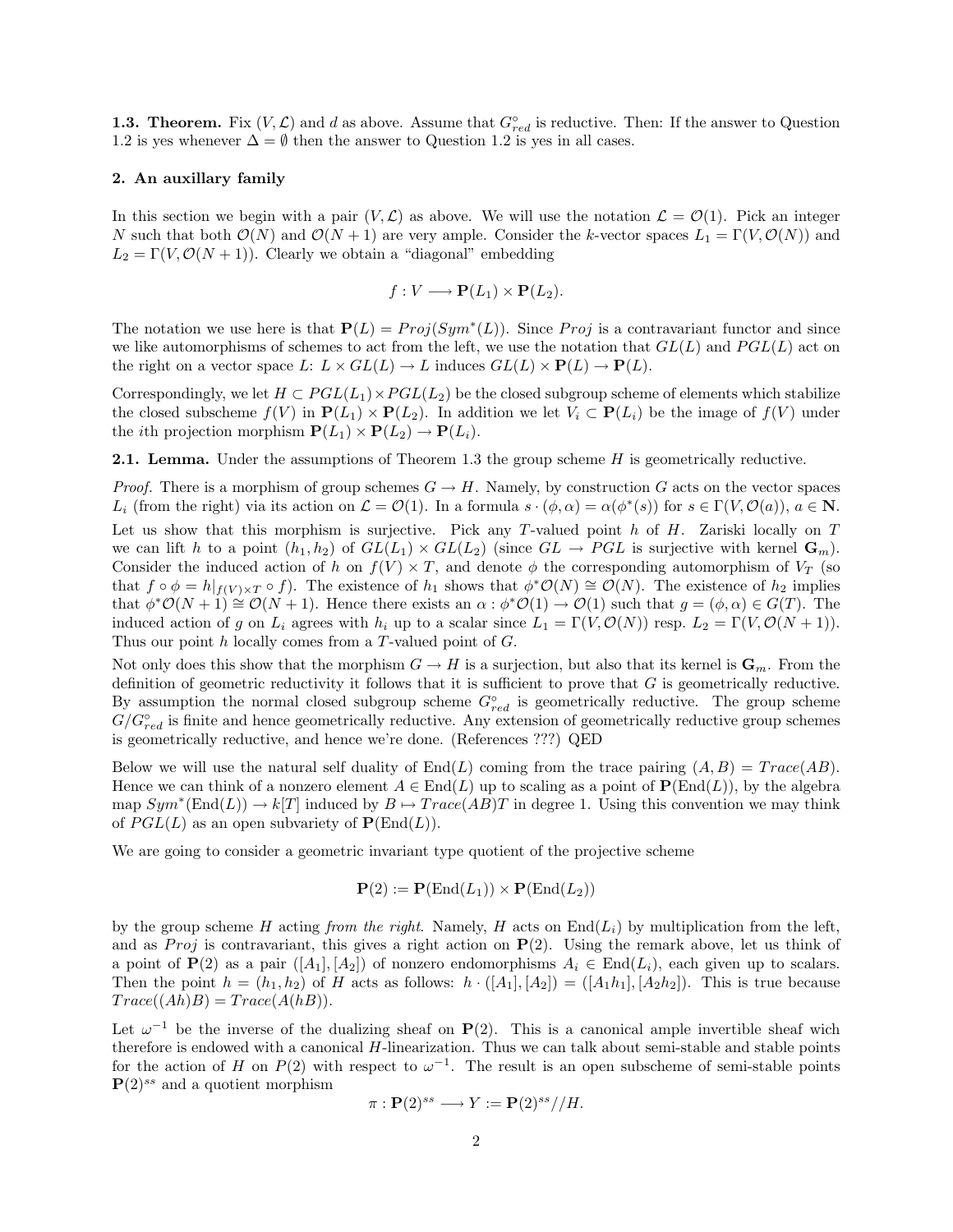**1.3. Theorem.** Fix $(V, \mathcal{L})$ and $d$ as above. Assume that $G^\circ_{red}$ is reductive. Then: If the answer to Question 1.2 is yes whenever $\Delta = \emptyset$ then the answer to Question 1.2 is yes in all cases.

## 2. An auxillary family

In this section we begin with a pair $(V, \mathcal{L})$ as above. We will use the notation $\mathcal{L} = \mathcal{O}(1)$. Pick an integer $N$ such that both $\mathcal{O}(N)$ and $\mathcal{O}(N+1)$ are very ample. Consider the $k$-vector spaces $L_1 = \Gamma(V, \mathcal{O}(N))$ and $L_2 = \Gamma(V, \mathcal{O}(N+1))$. Clearly we obtain a "diagonal" embedding

$$f : V \longrightarrow \mathbf{P}(L_1) \times \mathbf{P}(L_2).$$

The notation we use here is that $\mathbf{P}(L) = Proj(Sym^*(L))$. Since $Proj$ is a contravariant functor and since we like automorphisms of schemes to act from the left, we use the notation that $GL(L)$ and $PGL(L)$ act on the right on a vector space $L$: $L \times GL(L) \to L$ induces $GL(L) \times \mathbf{P}(L) \to \mathbf{P}(L)$.

Correspondingly, we let $H \subset PGL(L_1) \times PGL(L_2)$ be the closed subgroup scheme of elements which stabilize the closed subscheme $f(V)$ in $\mathbf{P}(L_1) \times \mathbf{P}(L_2)$. In addition we let $V_i \subset \mathbf{P}(L_i)$ be the image of $f(V)$ under the $i$th projection morphism $\mathbf{P}(L_1) \times \mathbf{P}(L_2) \to \mathbf{P}(L_i)$.

**2.1. Lemma.** Under the assumptions of Theorem 1.3 the group scheme $H$ is geometrically reductive.

*Proof.* There is a morphism of group schemes $G \to H$. Namely, by construction $G$ acts on the vector spaces $L_i$ (from the right) via its action on $\mathcal{L} = \mathcal{O}(1)$. In a formula $s \cdot (\phi, \alpha) = \alpha(\phi^*(s))$ for $s \in \Gamma(V, \mathcal{O}(a))$, $a \in \mathbf{N}$.

Let us show that this morphism is surjective. Pick any $T$-valued point $h$ of $H$. Zariski locally on $T$ we can lift $h$ to a point $(h_1, h_2)$ of $GL(L_1) \times GL(L_2)$ (since $GL \to PGL$ is surjective with kernel $\mathbf{G}_m$). Consider the induced action of $h$ on $f(V) \times T$, and denote $\phi$ the corresponding automorphism of $V_T$ (so that $f \circ \phi = h|_{f(V) \times T} \circ f$). The existence of $h_1$ shows that $\phi^*\mathcal{O}(N) \cong \mathcal{O}(N)$. The existence of $h_2$ implies that $\phi^*\mathcal{O}(N+1) \cong \mathcal{O}(N+1)$. Hence there exists an $\alpha : \phi^*\mathcal{O}(1) \to \mathcal{O}(1)$ such that $g = (\phi, \alpha) \in G(T)$. The induced action of $g$ on $L_i$ agrees with $h_i$ up to a scalar since $L_1 = \Gamma(V, \mathcal{O}(N))$ resp. $L_2 = \Gamma(V, \mathcal{O}(N+1))$. Thus our point $h$ locally comes from a $T$-valued point of $G$.

Not only does this show that the morphism $G \to H$ is a surjection, but also that its kernel is $\mathbf{G}_m$. From the definition of geometric reductivity it follows that it is sufficient to prove that $G$ is geometrically reductive. By assumption the normal closed subgroup scheme $G^\circ_{red}$ is geometrically reductive. The group scheme $G/G^\circ_{red}$ is finite and hence geometrically reductive. Any extension of geometrically reductive group schemes is geometrically reductive, and hence we're done. (References ???) QED

Below we will use the natural self duality of $\text{End}(L)$ coming from the trace pairing $(A, B) = Trace(AB)$. Hence we can think of a nonzero element $A \in \text{End}(L)$ up to scaling as a point of $\mathbf{P}(\text{End}(L))$, by the algebra map $Sym^*(\text{End}(L)) \to k[T]$ induced by $B \mapsto Trace(AB)T$ in degree 1. Using this convention we may think of $PGL(L)$ as an open subvariety of $\mathbf{P}(\text{End}(L))$.

We are going to consider a geometric invariant type quotient of the projective scheme

$$\mathbf{P}(2) := \mathbf{P}(\text{End}(L_1)) \times \mathbf{P}(\text{End}(L_2))$$

by the group scheme $H$ acting *from the right*. Namely, $H$ acts on $\text{End}(L_i)$ by multiplication from the left, and as $Proj$ is contravariant, this gives a right action on $\mathbf{P}(2)$. Using the remark above, let us think of a point of $\mathbf{P}(2)$ as a pair $([A_1], [A_2])$ of nonzero endomorphisms $A_i \in \text{End}(L_i)$, each given up to scalars. Then the point $h = (h_1, h_2)$ of $H$ acts as follows: $h \cdot ([A_1], [A_2]) = ([A_1 h_1], [A_2 h_2])$. This is true because $Trace((Ah)B) = Trace(A(hB))$.

Let $\omega^{-1}$ be the inverse of the dualizing sheaf on $\mathbf{P}(2)$. This is a canonical ample invertible sheaf wich therefore is endowed with a canonical $H$-linearization. Thus we can talk about semi-stable and stable points for the action of $H$ on $P(2)$ with respect to $\omega^{-1}$. The result is an open subscheme of semi-stable points $\mathbf{P}(2)^{ss}$ and a quotient morphism

$$\pi : \mathbf{P}(2)^{ss} \longrightarrow Y := \mathbf{P}(2)^{ss}//H.$$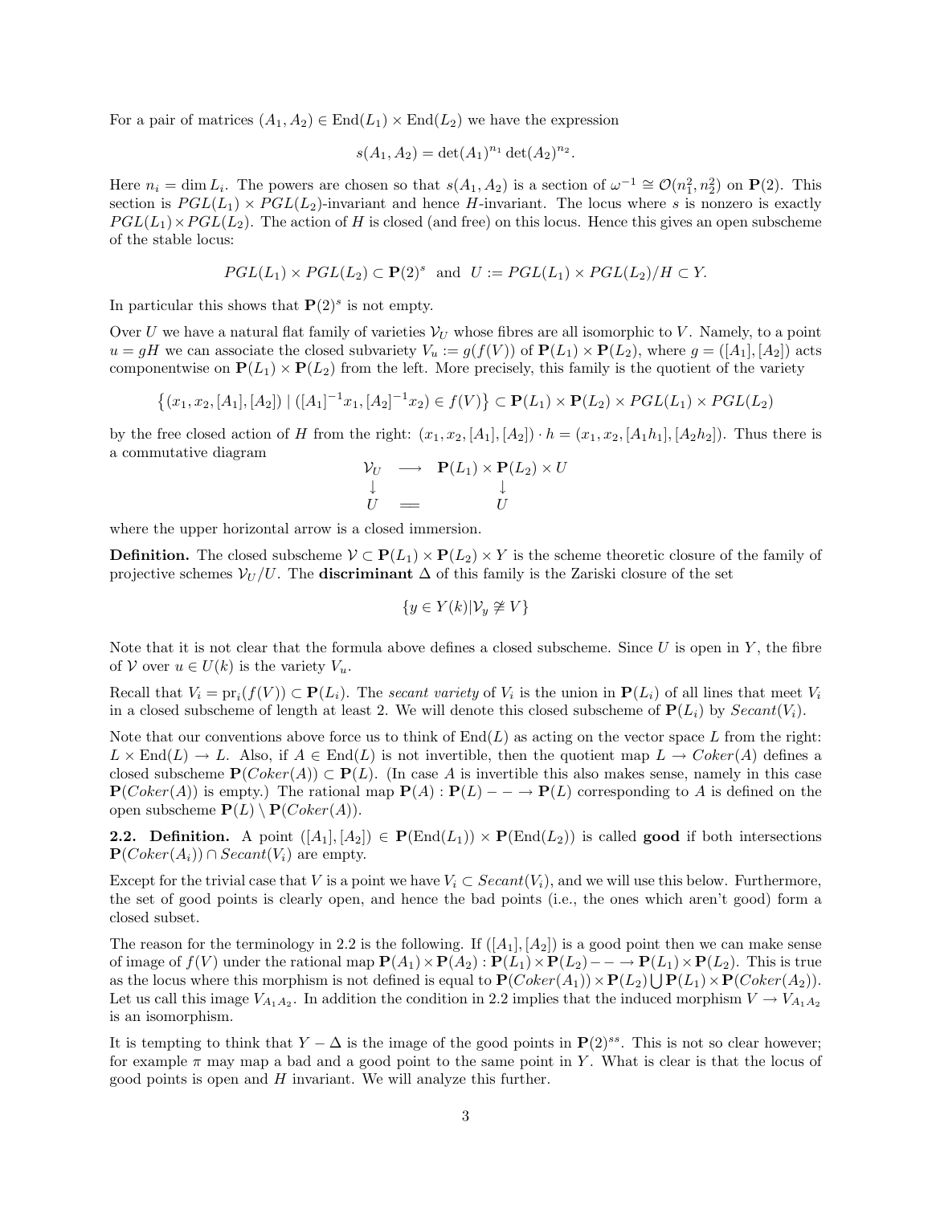For a pair of matrices $(A_1, A_2) \in \mathrm{End}(L_1) \times \mathrm{End}(L_2)$ we have the expression

$$s(A_1, A_2) = \det(A_1)^{n_1} \det(A_2)^{n_2}.$$

Here $n_i = \dim L_i$. The powers are chosen so that $s(A_1, A_2)$ is a section of $\omega^{-1} \cong \mathcal{O}(n_1^2, n_2^2)$ on $\mathbf{P}(2)$. This section is $PGL(L_1) \times PGL(L_2)$-invariant and hence $H$-invariant. The locus where $s$ is nonzero is exactly $PGL(L_1) \times PGL(L_2)$. The action of $H$ is closed (and free) on this locus. Hence this gives an open subscheme of the stable locus:

$$PGL(L_1) \times PGL(L_2) \subset \mathbf{P}(2)^s \text{ and } U := PGL(L_1) \times PGL(L_2)/H \subset Y.$$

In particular this shows that $\mathbf{P}(2)^s$ is not empty.

Over $U$ we have a natural flat family of varieties $\mathcal{V}_U$ whose fibres are all isomorphic to $V$. Namely, to a point $u = gH$ we can associate the closed subvariety $V_u := g(f(V))$ of $\mathbf{P}(L_1) \times \mathbf{P}(L_2)$, where $g = ([A_1], [A_2])$ acts componentwise on $\mathbf{P}(L_1) \times \mathbf{P}(L_2)$ from the left. More precisely, this family is the quotient of the variety

$$\left\{(x_1, x_2, [A_1], [A_2]) \mid ([A_1]^{-1}x_1, [A_2]^{-1}x_2) \in f(V)\right\} \subset \mathbf{P}(L_1) \times \mathbf{P}(L_2) \times PGL(L_1) \times PGL(L_2)$$

by the free closed action of $H$ from the right: $(x_1, x_2, [A_1], [A_2]) \cdot h = (x_1, x_2, [A_1 h_1], [A_2 h_2])$. Thus there is a commutative diagram

$$\begin{array}{ccc} \mathcal{V}_U & \longrightarrow & \mathbf{P}(L_1) \times \mathbf{P}(L_2) \times U \\ \downarrow & & \downarrow \\ U & = & U \end{array}$$

where the upper horizontal arrow is a closed immersion.

**Definition.** The closed subscheme $\mathcal{V} \subset \mathbf{P}(L_1) \times \mathbf{P}(L_2) \times Y$ is the scheme theoretic closure of the family of projective schemes $\mathcal{V}_U/U$. The **discriminant** $\Delta$ of this family is the Zariski closure of the set

$$\{y \in Y(k) | \mathcal{V}_y \ncong V\}$$

Note that it is not clear that the formula above defines a closed subscheme. Since $U$ is open in $Y$, the fibre of $\mathcal{V}$ over $u \in U(k)$ is the variety $V_u$.

Recall that $V_i = \mathrm{pr}_i(f(V)) \subset \mathbf{P}(L_i)$. The *secant variety* of $V_i$ is the union in $\mathbf{P}(L_i)$ of all lines that meet $V_i$ in a closed subscheme of length at least 2. We will denote this closed subscheme of $\mathbf{P}(L_i)$ by $Secant(V_i)$.

Note that our conventions above force us to think of $\mathrm{End}(L)$ as acting on the vector space $L$ from the right: $L \times \mathrm{End}(L) \to L$. Also, if $A \in \mathrm{End}(L)$ is not invertible, then the quotient map $L \to Coker(A)$ defines a closed subscheme $\mathbf{P}(Coker(A)) \subset \mathbf{P}(L)$. (In case $A$ is invertible this also makes sense, namely in this case $\mathbf{P}(Coker(A))$ is empty.) The rational map $\mathbf{P}(A) : \mathbf{P}(L) - - \to \mathbf{P}(L)$ corresponding to $A$ is defined on the open subscheme $\mathbf{P}(L) \setminus \mathbf{P}(Coker(A))$.

**2.2. Definition.** A point $([A_1], [A_2]) \in \mathbf{P}(\mathrm{End}(L_1)) \times \mathbf{P}(\mathrm{End}(L_2))$ is called **good** if both intersections $\mathbf{P}(Coker(A_i)) \cap Secant(V_i)$ are empty.

Except for the trivial case that $V$ is a point we have $V_i \subset Secant(V_i)$, and we will use this below. Furthermore, the set of good points is clearly open, and hence the bad points (i.e., the ones which aren't good) form a closed subset.

The reason for the terminology in 2.2 is the following. If $([A_1], [A_2])$ is a good point then we can make sense of image of $f(V)$ under the rational map $\mathbf{P}(A_1) \times \mathbf{P}(A_2) : \mathbf{P}(L_1) \times \mathbf{P}(L_2) - - \to \mathbf{P}(L_1) \times \mathbf{P}(L_2)$. This is true as the locus where this morphism is not defined is equal to $\mathbf{P}(Coker(A_1)) \times \mathbf{P}(L_2) \bigcup \mathbf{P}(L_1) \times \mathbf{P}(Coker(A_2))$. Let us call this image $V_{A_1 A_2}$. In addition the condition in 2.2 implies that the induced morphism $V \to V_{A_1 A_2}$ is an isomorphism.

It is tempting to think that $Y - \Delta$ is the image of the good points in $\mathbf{P}(2)^{ss}$. This is not so clear however; for example $\pi$ may map a bad and a good point to the same point in $Y$. What is clear is that the locus of good points is open and $H$ invariant. We will analyze this further.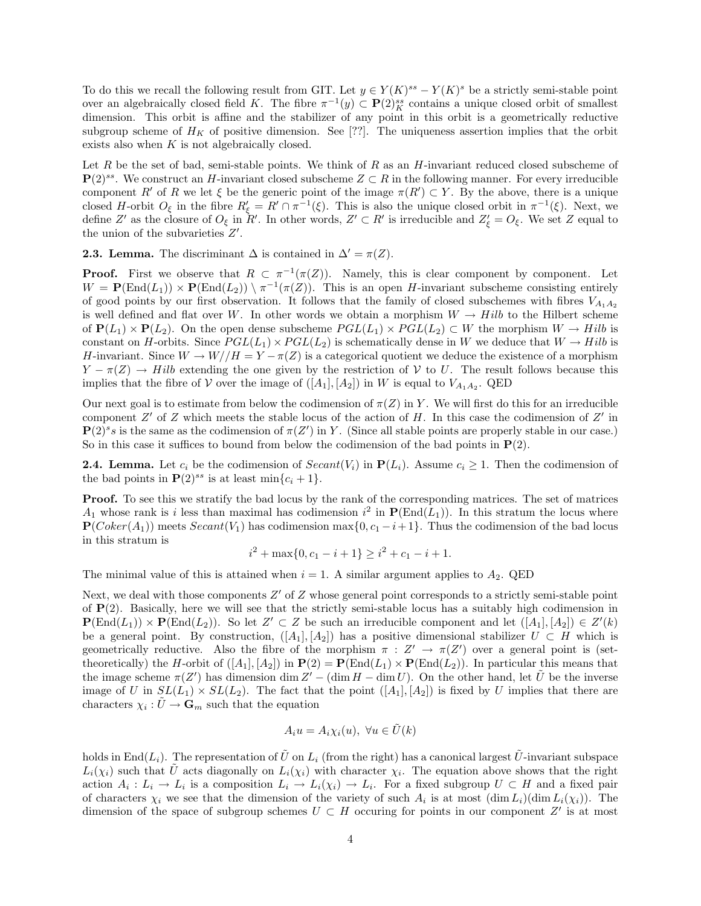To do this we recall the following result from GIT. Let $y \in Y(K)^{ss} - Y(K)^{s}$ be a strictly semi-stable point over an algebraically closed field $K$. The fibre $\pi^{-1}(y) \subset \mathbf{P}(2)^{ss}_K$ contains a unique closed orbit of smallest dimension. This orbit is affine and the stabilizer of any point in this orbit is a geometrically reductive subgroup scheme of $H_K$ of positive dimension. See [??]. The uniqueness assertion implies that the orbit exists also when $K$ is not algebraically closed.

Let $R$ be the set of bad, semi-stable points. We think of $R$ as an $H$-invariant reduced closed subscheme of $\mathbf{P}(2)^{ss}$. We construct an $H$-invariant closed subscheme $Z \subset R$ in the following manner. For every irreducible component $R'$ of $R$ we let $\xi$ be the generic point of the image $\pi(R') \subset Y$. By the above, there is a unique closed $H$-orbit $O_\xi$ in the fibre $R'_\xi = R' \cap \pi^{-1}(\xi)$. This is also the unique closed orbit in $\pi^{-1}(\xi)$. Next, we define $Z'$ as the closure of $O_\xi$ in $R'$. In other words, $Z' \subset R'$ is irreducible and $Z'_\xi = O_\xi$. We set $Z$ equal to the union of the subvarieties $Z'$.

**2.3. Lemma.** The discriminant $\Delta$ is contained in $\Delta' = \pi(Z)$.

**Proof.** First we observe that $R \subset \pi^{-1}(\pi(Z))$. Namely, this is clear component by component. Let $W = \mathbf{P}(\mathrm{End}(L_1)) \times \mathbf{P}(\mathrm{End}(L_2)) \setminus \pi^{-1}(\pi(Z))$. This is an open $H$-invariant subscheme consisting entirely of good points by our first observation. It follows that the family of closed subschemes with fibres $V_{A_1A_2}$ is well defined and flat over $W$. In other words we obtain a morphism $W \to Hilb$ to the Hilbert scheme of $\mathbf{P}(L_1) \times \mathbf{P}(L_2)$. On the open dense subscheme $PGL(L_1) \times PGL(L_2) \subset W$ the morphism $W \to Hilb$ is constant on $H$-orbits. Since $PGL(L_1) \times PGL(L_2)$ is schematically dense in $W$ we deduce that $W \to Hilb$ is $H$-invariant. Since $W \to W//H = Y - \pi(Z)$ is a categorical quotient we deduce the existence of a morphism $Y - \pi(Z) \to Hilb$ extending the one given by the restriction of $\mathcal{V}$ to $U$. The result follows because this implies that the fibre of $\mathcal{V}$ over the image of $([A_1],[A_2])$ in $W$ is equal to $V_{A_1A_2}$. QED

Our next goal is to estimate from below the codimension of $\pi(Z)$ in $Y$. We will first do this for an irreducible component $Z'$ of $Z$ which meets the stable locus of the action of $H$. In this case the codimension of $Z'$ in $\mathbf{P}(2)^s s$ is the same as the codimension of $\pi(Z')$ in $Y$. (Since all stable points are properly stable in our case.) So in this case it suffices to bound from below the codimension of the bad points in $\mathbf{P}(2)$.

**2.4. Lemma.** Let $c_i$ be the codimension of $Secant(V_i)$ in $\mathbf{P}(L_i)$. Assume $c_i \geq 1$. Then the codimension of the bad points in $\mathbf{P}(2)^{ss}$ is at least $\min\{c_i + 1\}$.

**Proof.** To see this we stratify the bad locus by the rank of the corresponding matrices. The set of matrices $A_1$ whose rank is $i$ less than maximal has codimension $i^2$ in $\mathbf{P}(\mathrm{End}(L_1))$. In this stratum the locus where $\mathbf{P}(Coker(A_1))$ meets $Secant(V_1)$ has codimension $\max\{0, c_1 - i + 1\}$. Thus the codimension of the bad locus in this stratum is

$$i^2 + \max\{0, c_1 - i + 1\} \geq i^2 + c_1 - i + 1.$$

The minimal value of this is attained when $i = 1$. A similar argument applies to $A_2$. QED

Next, we deal with those components $Z'$ of $Z$ whose general point corresponds to a strictly semi-stable point of $\mathbf{P}(2)$. Basically, here we will see that the strictly semi-stable locus has a suitably high codimension in $\mathbf{P}(\mathrm{End}(L_1)) \times \mathbf{P}(\mathrm{End}(L_2))$. So let $Z' \subset Z$ be such an irreducible component and let $([A_1],[A_2]) \in Z'(k)$ be a general point. By construction, $([A_1],[A_2])$ has a positive dimensional stabilizer $U \subset H$ which is geometrically reductive. Also the fibre of the morphism $\pi : Z' \to \pi(Z')$ over a general point is (set-theoretically) the $H$-orbit of $([A_1],[A_2])$ in $\mathbf{P}(2) = \mathbf{P}(\mathrm{End}(L_1) \times \mathbf{P}(\mathrm{End}(L_2))$. In particular this means that the image scheme $\pi(Z')$ has dimension $\dim Z' - (\dim H - \dim U)$. On the other hand, let $\tilde{U}$ be the inverse image of $U$ in $SL(L_1) \times SL(L_2)$. The fact that the point $([A_1],[A_2])$ is fixed by $U$ implies that there are characters $\chi_i : \tilde{U} \to \mathbf{G}_m$ such that the equation

$$A_i u = A_i \chi_i(u), \ \forall u \in \tilde{U}(k)$$

holds in $\mathrm{End}(L_i)$. The representation of $\tilde{U}$ on $L_i$ (from the right) has a canonical largest $\tilde{U}$-invariant subspace $L_i(\chi_i)$ such that $\tilde{U}$ acts diagonally on $L_i(\chi_i)$ with character $\chi_i$. The equation above shows that the right action $A_i : L_i \to L_i$ is a composition $L_i \to L_i(\chi_i) \to L_i$. For a fixed subgroup $U \subset H$ and a fixed pair of characters $\chi_i$ we see that the dimension of the variety of such $A_i$ is at most $(\dim L_i)(\dim L_i(\chi_i))$. The dimension of the space of subgroup schemes $U \subset H$ occuring for points in our component $Z'$ is at most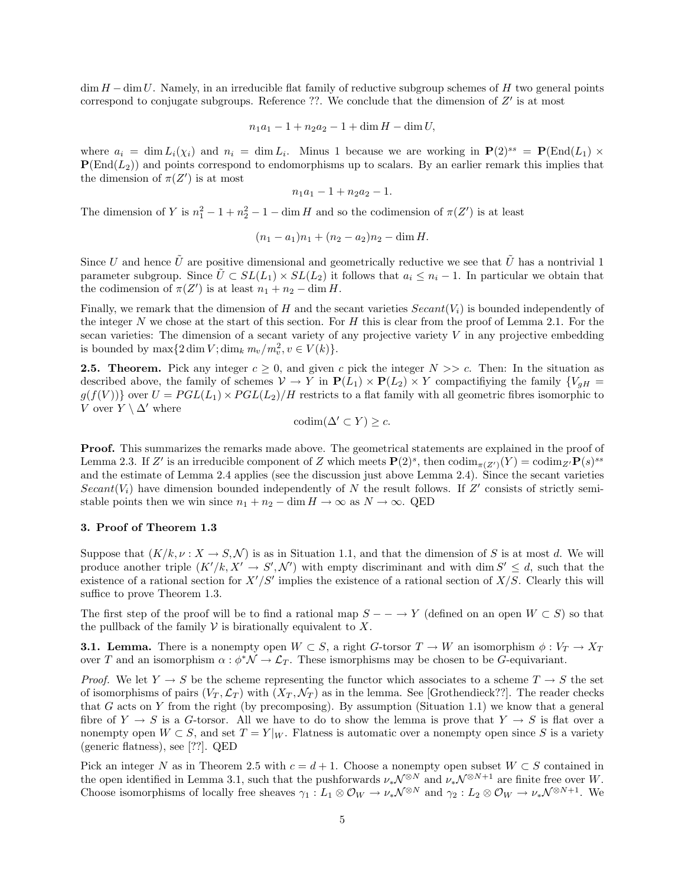$\dim H - \dim U$. Namely, in an irreducible flat family of reductive subgroup schemes of $H$ two general points correspond to conjugate subgroups. Reference ??. We conclude that the dimension of $Z'$ is at most

$$n_1 a_1 - 1 + n_2 a_2 - 1 + \dim H - \dim U,$$

where $a_i = \dim L_i(\chi_i)$ and $n_i = \dim L_i$. Minus 1 because we are working in $\mathbf{P}(2)^{ss} = \mathbf{P}(\mathrm{End}(L_1) \times \mathbf{P}(\mathrm{End}(L_2))$ and points correspond to endomorphisms up to scalars. By an earlier remark this implies that the dimension of $\pi(Z')$ is at most

$$n_1 a_1 - 1 + n_2 a_2 - 1.$$

The dimension of $Y$ is $n_1^2 - 1 + n_2^2 - 1 - \dim H$ and so the codimension of $\pi(Z')$ is at least

$$(n_1 - a_1)n_1 + (n_2 - a_2)n_2 - \dim H.$$

Since $U$ and hence $\tilde{U}$ are positive dimensional and geometrically reductive we see that $\tilde{U}$ has a nontrivial 1 parameter subgroup. Since $\tilde{U} \subset SL(L_1) \times SL(L_2)$ it follows that $a_i \leq n_i - 1$. In particular we obtain that the codimension of $\pi(Z')$ is at least $n_1 + n_2 - \dim H$.

Finally, we remark that the dimension of $H$ and the secant varieties $Secant(V_i)$ is bounded independently of the integer $N$ we chose at the start of this section. For $H$ this is clear from the proof of Lemma 2.1. For the secan varieties: The dimension of a secant variety of any projective variety $V$ in any projective embedding is bounded by $\max\{2\dim V; \dim_k m_v/m_v^2, v \in V(k)\}$.

**2.5. Theorem.** Pick any integer $c \geq 0$, and given $c$ pick the integer $N >> c$. Then: In the situation as described above, the family of schemes $\mathcal{V} \to Y$ in $\mathbf{P}(L_1) \times \mathbf{P}(L_2) \times Y$ compactifiying the family $\{V_{gH} = g(f(V))\}$ over $U = PGL(L_1) \times PGL(L_2)/H$ restricts to a flat family with all geometric fibres isomorphic to $V$ over $Y \setminus \Delta'$ where

$$\mathrm{codim}(\Delta' \subset Y) \geq c.$$

**Proof.** This summarizes the remarks made above. The geometrical statements are explained in the proof of Lemma 2.3. If $Z'$ is an irreducible component of $Z$ which meets $\mathbf{P}(2)^s$, then $\mathrm{codim}_{\pi(Z')}(Y) = \mathrm{codim}_{Z'}\mathbf{P}(s)^{ss}$ and the estimate of Lemma 2.4 applies (see the discussion just above Lemma 2.4). Since the secant varieties $Secant(V_i)$ have dimension bounded independently of $N$ the result follows. If $Z'$ consists of strictly semi-stable points then we win since $n_1 + n_2 - \dim H \to \infty$ as $N \to \infty$. QED

### 3. Proof of Theorem 1.3

Suppose that $(K/k, \nu : X \to S, \mathcal{N})$ is as in Situation 1.1, and that the dimension of $S$ is at most $d$. We will produce another triple $(K'/k, X' \to S', \mathcal{N}')$ with empty discriminant and with $\dim S' \leq d$, such that the existence of a rational section for $X'/S'$ implies the existence of a rational section of $X/S$. Clearly this will suffice to prove Theorem 1.3.

The first step of the proof will be to find a rational map $S - - \to Y$ (defined on an open $W \subset S$) so that the pullback of the family $\mathcal{V}$ is birationally equivalent to $X$.

**3.1. Lemma.** There is a nonempty open $W \subset S$, a right $G$-torsor $T \to W$ an isomorphism $\phi : V_T \to X_T$ over $T$ and an isomorphism $\alpha : \phi^*\mathcal{N} \to \mathcal{L}_T$. These ismorphisms may be chosen to be $G$-equivariant.

*Proof.* We let $Y \to S$ be the scheme representing the functor which associates to a scheme $T \to S$ the set of isomorphisms of pairs $(V_T, \mathcal{L}_T)$ with $(X_T, \mathcal{N}_T)$ as in the lemma. See [Grothendieck??]. The reader checks that $G$ acts on $Y$ from the right (by precomposing). By assumption (Situation 1.1) we know that a general fibre of $Y \to S$ is a $G$-torsor. All we have to do to show the lemma is prove that $Y \to S$ is flat over a nonempty open $W \subset S$, and set $T = Y|_W$. Flatness is automatic over a nonempty open since $S$ is a variety (generic flatness), see [??]. QED

Pick an integer $N$ as in Theorem 2.5 with $c = d + 1$. Choose a nonempty open subset $W \subset S$ contained in the open identified in Lemma 3.1, such that the pushforwards $\nu_*\mathcal{N}^{\otimes N}$ and $\nu_*\mathcal{N}^{\otimes N+1}$ are finite free over $W$. Choose isomorphisms of locally free sheaves $\gamma_1 : L_1 \otimes \mathcal{O}_W \to \nu_*\mathcal{N}^{\otimes N}$ and $\gamma_2 : L_2 \otimes \mathcal{O}_W \to \nu_*\mathcal{N}^{\otimes N+1}$. We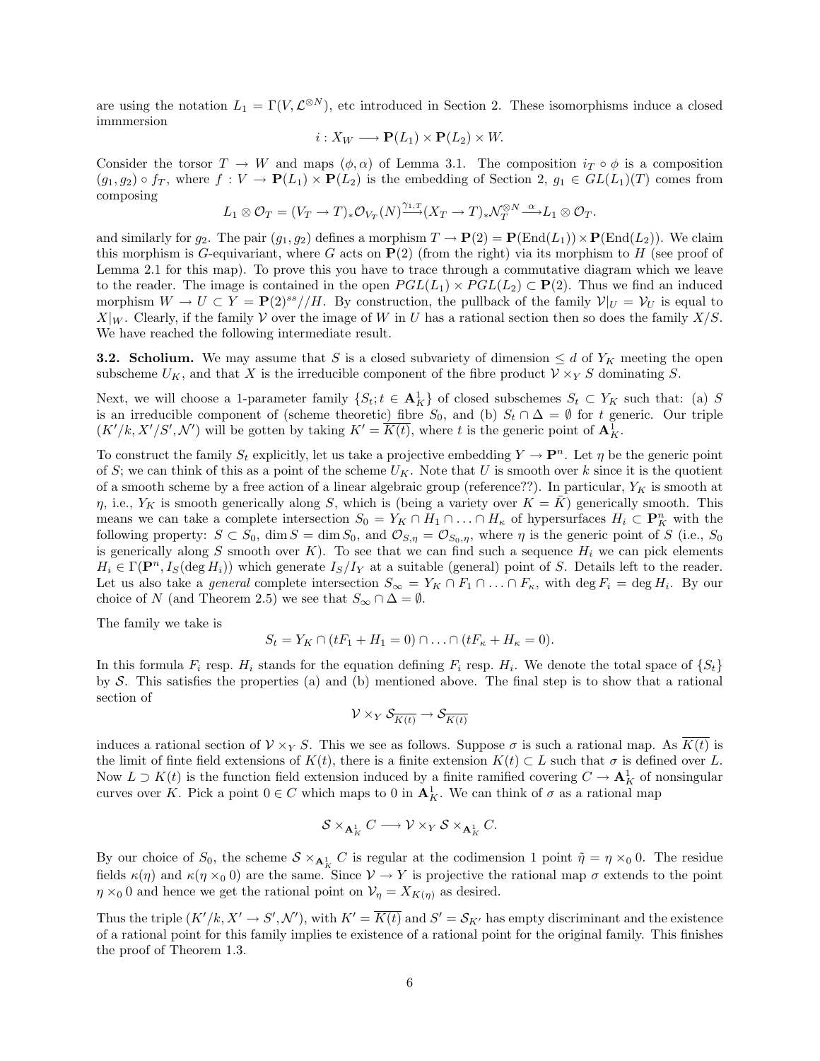are using the notation $L_1 = \Gamma(V, \mathcal{L}^{\otimes N})$, etc introduced in Section 2. These isomorphisms induce a closed immmersion

$$i : X_W \longrightarrow \mathbf{P}(L_1) \times \mathbf{P}(L_2) \times W.$$

Consider the torsor $T \to W$ and maps $(\phi, \alpha)$ of Lemma 3.1. The composition $i_T \circ \phi$ is a composition $(g_1, g_2) \circ f_T$, where $f : V \to \mathbf{P}(L_1) \times \mathbf{P}(L_2)$ is the embedding of Section 2, $g_1 \in GL(L_1)(T)$ comes from composing

$$L_1 \otimes \mathcal{O}_T = (V_T \to T)_* \mathcal{O}_{V_T}(N) \xrightarrow{\gamma_{1,T}} (X_T \to T)_* \mathcal{N}_T^{\otimes N} \xrightarrow{\alpha} L_1 \otimes \mathcal{O}_T.$$

and similarly for $g_2$. The pair $(g_1, g_2)$ defines a morphism $T \to \mathbf{P}(2) = \mathbf{P}(\mathrm{End}(L_1)) \times \mathbf{P}(\mathrm{End}(L_2))$. We claim this morphism is $G$-equivariant, where $G$ acts on $\mathbf{P}(2)$ (from the right) via its morphism to $H$ (see proof of Lemma 2.1 for this map). To prove this you have to trace through a commutative diagram which we leave to the reader. The image is contained in the open $PGL(L_1) \times PGL(L_2) \subset \mathbf{P}(2)$. Thus we find an induced morphism $W \to U \subset Y = \mathbf{P}(2)^{ss}//H$. By construction, the pullback of the family $\mathcal{V}|_U = \mathcal{V}_U$ is equal to $X|_W$. Clearly, if the family $\mathcal{V}$ over the image of $W$ in $U$ has a rational section then so does the family $X/S$. We have reached the following intermediate result.

**3.2. Scholium.** We may assume that $S$ is a closed subvariety of dimension $\leq d$ of $Y_K$ meeting the open subscheme $U_K$, and that $X$ is the irreducible component of the fibre product $\mathcal{V} \times_Y S$ dominating $S$.

Next, we will choose a 1-parameter family $\{S_t; t \in \mathbf{A}^1_K\}$ of closed subschemes $S_t \subset Y_K$ such that: (a) $S$ is an irreducible component of (scheme theoretic) fibre $S_0$, and (b) $S_t \cap \Delta = \emptyset$ for $t$ generic. Our triple $(K'/k, X'/S', \mathcal{N}')$ will be gotten by taking $K' = \overline{K(t)}$, where $t$ is the generic point of $\mathbf{A}^1_K$.

To construct the family $S_t$ explicitly, let us take a projective embedding $Y \to \mathbf{P}^n$. Let $\eta$ be the generic point of $S$; we can think of this as a point of the scheme $U_K$. Note that $U$ is smooth over $k$ since it is the quotient of a smooth scheme by a free action of a linear algebraic group (reference??). In particular, $Y_K$ is smooth at $\eta$, i.e., $Y_K$ is smooth generically along $S$, which is (being a variety over $K = \bar{K}$) generically smooth. This means we can take a complete intersection $S_0 = Y_K \cap H_1 \cap \ldots \cap H_\kappa$ of hypersurfaces $H_i \subset \mathbf{P}^n_K$ with the following property: $S \subset S_0$, $\dim S = \dim S_0$, and $\mathcal{O}_{S,\eta} = \mathcal{O}_{S_0,\eta}$, where $\eta$ is the generic point of $S$ (i.e., $S_0$ is generically along $S$ smooth over $K$). To see that we can find such a sequence $H_i$ we can pick elements $H_i \in \Gamma(\mathbf{P}^n, I_S(\deg H_i))$ which generate $I_S/I_Y$ at a suitable (general) point of $S$. Details left to the reader. Let us also take a *general* complete intersection $S_\infty = Y_K \cap F_1 \cap \ldots \cap F_\kappa$, with $\deg F_i = \deg H_i$. By our choice of $N$ (and Theorem 2.5) we see that $S_\infty \cap \Delta = \emptyset$.

The family we take is

$$S_t = Y_K \cap (tF_1 + H_1 = 0) \cap \ldots \cap (tF_\kappa + H_\kappa = 0).$$

In this formula $F_i$ resp. $H_i$ stands for the equation defining $F_i$ resp. $H_i$. We denote the total space of $\{S_t\}$ by $\mathcal{S}$. This satisfies the properties (a) and (b) mentioned above. The final step is to show that a rational section of

$$\mathcal{V} \times_Y \mathcal{S}_{\overline{K(t)}} \to \mathcal{S}_{\overline{K(t)}}$$

induces a rational section of $\mathcal{V} \times_Y S$. This we see as follows. Suppose $\sigma$ is such a rational map. As $\overline{K(t)}$ is the limit of finte field extensions of $K(t)$, there is a finite extension $K(t) \subset L$ such that $\sigma$ is defined over $L$. Now $L \supset K(t)$ is the function field extension induced by a finite ramified covering $C \to \mathbf{A}^1_K$ of nonsingular curves over $K$. Pick a point $0 \in C$ which maps to $0$ in $\mathbf{A}^1_K$. We can think of $\sigma$ as a rational map

$$\mathcal{S} \times_{\mathbf{A}^1_K} C \longrightarrow \mathcal{V} \times_Y \mathcal{S} \times_{\mathbf{A}^1_K} C.$$

By our choice of $S_0$, the scheme $\mathcal{S} \times_{\mathbf{A}^1_K} C$ is regular at the codimension 1 point $\tilde{\eta} = \eta \times_0 0$. The residue fields $\kappa(\eta)$ and $\kappa(\eta \times_0 0)$ are the same. Since $\mathcal{V} \to Y$ is projective the rational map $\sigma$ extends to the point $\eta \times_0 0$ and hence we get the rational point on $\mathcal{V}_\eta = X_{K(\eta)}$ as desired.

Thus the triple $(K'/k, X' \to S', \mathcal{N}')$, with $K' = \overline{K(t)}$ and $S' = \mathcal{S}_{K'}$ has empty discriminant and the existence of a rational point for this family implies te existence of a rational point for the original family. This finishes the proof of Theorem 1.3.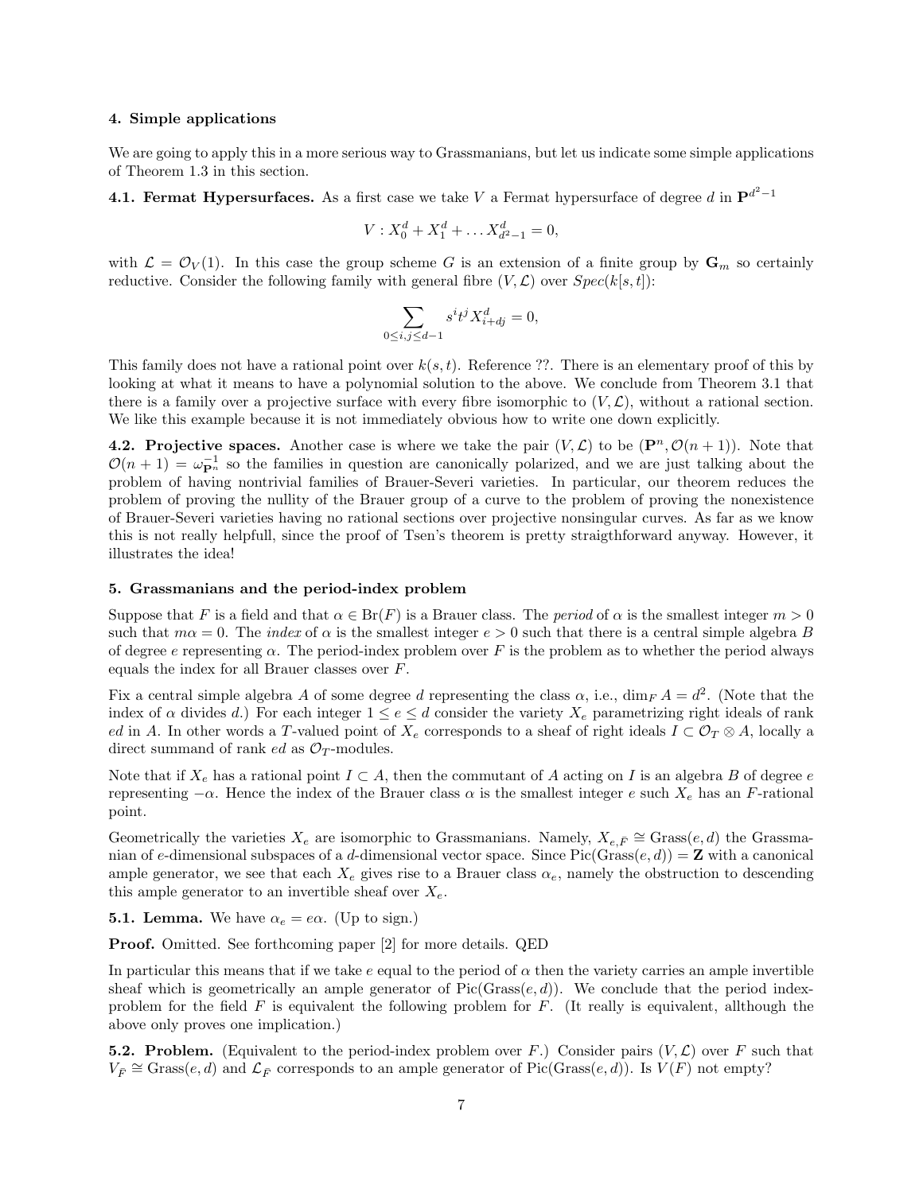#### 4. Simple applications

We are going to apply this in a more serious way to Grassmanians, but let us indicate some simple applications of Theorem 1.3 in this section.

**4.1. Fermat Hypersurfaces.** As a first case we take $V$ a Fermat hypersurface of degree $d$ in $\mathbf{P}^{d^2-1}$

$$V : X_0^d + X_1^d + \ldots X_{d^2-1}^d = 0,$$

with $\mathcal{L} = \mathcal{O}_V(1)$. In this case the group scheme $G$ is an extension of a finite group by $\mathbf{G}_m$ so certainly reductive. Consider the following family with general fibre $(V, \mathcal{L})$ over $Spec(k[s,t])$:

$$\sum_{0 \le i,j \le d-1} s^i t^j X_{i+dj}^d = 0,$$

This family does not have a rational point over $k(s,t)$. Reference ??. There is an elementary proof of this by looking at what it means to have a polynomial solution to the above. We conclude from Theorem 3.1 that there is a family over a projective surface with every fibre isomorphic to $(V, \mathcal{L})$, without a rational section. We like this example because it is not immediately obvious how to write one down explicitly.

**4.2. Projective spaces.** Another case is where we take the pair $(V, \mathcal{L})$ to be $(\mathbf{P}^n, \mathcal{O}(n+1))$. Note that $\mathcal{O}(n+1) = \omega_{\mathbf{P}^n}^{-1}$ so the families in question are canonically polarized, and we are just talking about the problem of having nontrivial families of Brauer-Severi varieties. In particular, our theorem reduces the problem of proving the nullity of the Brauer group of a curve to the problem of proving the nonexistence of Brauer-Severi varieties having no rational sections over projective nonsingular curves. As far as we know this is not really helpfull, since the proof of Tsen's theorem is pretty straigthforward anyway. However, it illustrates the idea!

#### 5. Grassmanians and the period-index problem

Suppose that $F$ is a field and that $\alpha \in \mathrm{Br}(F)$ is a Brauer class. The *period* of $\alpha$ is the smallest integer $m > 0$ such that $m\alpha = 0$. The *index* of $\alpha$ is the smallest integer $e > 0$ such that there is a central simple algebra $B$ of degree $e$ representing $\alpha$. The period-index problem over $F$ is the problem as to whether the period always equals the index for all Brauer classes over $F$.

Fix a central simple algebra $A$ of some degree $d$ representing the class $\alpha$, i.e., $\dim_F A = d^2$. (Note that the index of $\alpha$ divides $d$.) For each integer $1 \le e \le d$ consider the variety $X_e$ parametrizing right ideals of rank $ed$ in $A$. In other words a $T$-valued point of $X_e$ corresponds to a sheaf of right ideals $I \subset \mathcal{O}_T \otimes A$, locally a direct summand of rank $ed$ as $\mathcal{O}_T$-modules.

Note that if $X_e$ has a rational point $I \subset A$, then the commutant of $A$ acting on $I$ is an algebra $B$ of degree $e$ representing $-\alpha$. Hence the index of the Brauer class $\alpha$ is the smallest integer $e$ such $X_e$ has an $F$-rational point.

Geometrically the varieties $X_e$ are isomorphic to Grassmanians. Namely, $X_{e,\bar{F}} \cong \mathrm{Grass}(e,d)$ the Grassmanian of $e$-dimensional subspaces of a $d$-dimensional vector space. Since $\mathrm{Pic}(\mathrm{Grass}(e,d)) = \mathbf{Z}$ with a canonical ample generator, we see that each $X_e$ gives rise to a Brauer class $\alpha_e$, namely the obstruction to descending this ample generator to an invertible sheaf over $X_e$.

**5.1. Lemma.** We have $\alpha_e = e\alpha$. (Up to sign.)

**Proof.** Omitted. See forthcoming paper [2] for more details. QED

In particular this means that if we take $e$ equal to the period of $\alpha$ then the variety carries an ample invertible sheaf which is geometrically an ample generator of $\mathrm{Pic}(\mathrm{Grass}(e,d))$. We conclude that the period index-problem for the field $F$ is equivalent the following problem for $F$. (It really is equivalent, allthough the above only proves one implication.)

**5.2. Problem.** (Equivalent to the period-index problem over $F$.) Consider pairs $(V, \mathcal{L})$ over $F$ such that $V_{\bar{F}} \cong \mathrm{Grass}(e,d)$ and $\mathcal{L}_{\bar{F}}$ corresponds to an ample generator of $\mathrm{Pic}(\mathrm{Grass}(e,d))$. Is $V(F)$ not empty?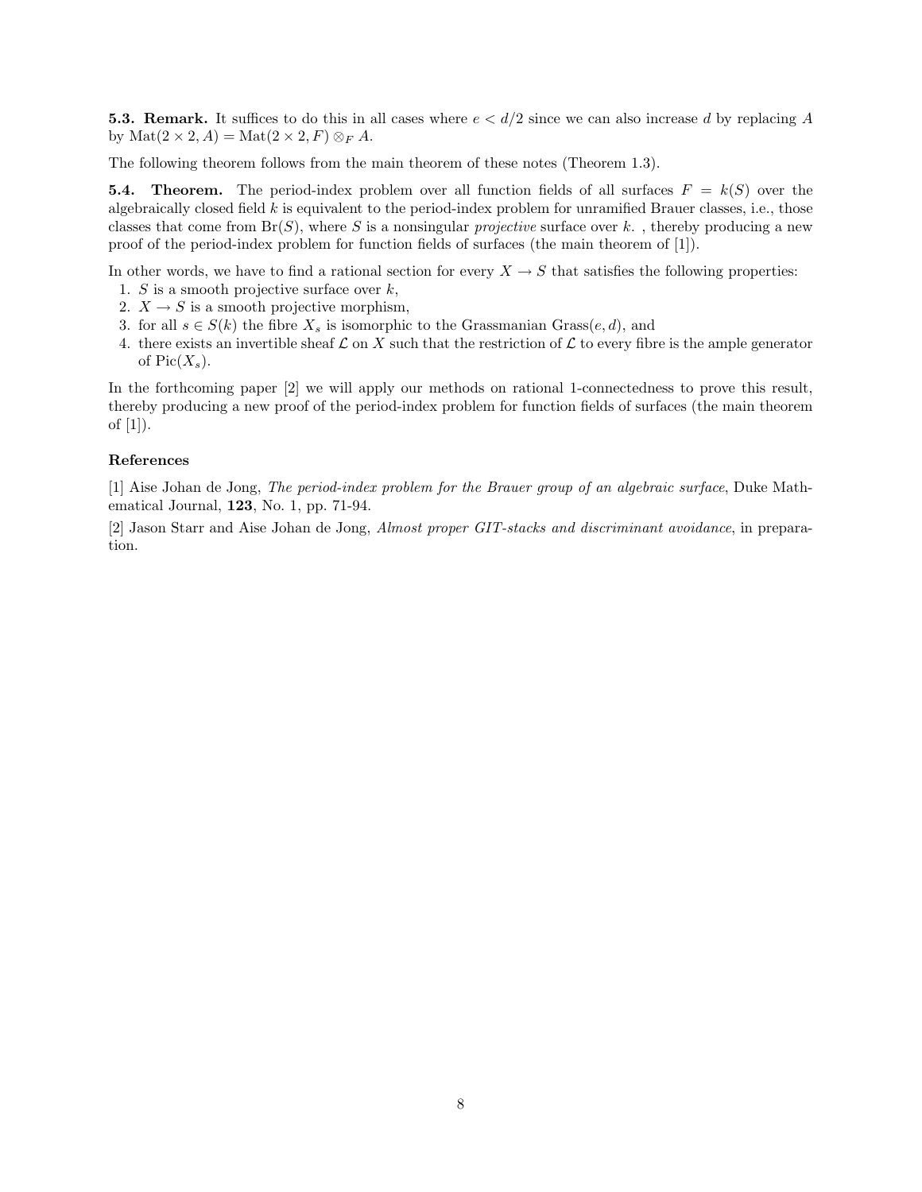**5.3. Remark.** It suffices to do this in all cases where $e < d/2$ since we can also increase $d$ by replacing $A$ by $\mathrm{Mat}(2 \times 2, A) = \mathrm{Mat}(2 \times 2, F) \otimes_F A$.

The following theorem follows from the main theorem of these notes (Theorem 1.3).

**5.4. Theorem.** The period-index problem over all function fields of all surfaces $F = k(S)$ over the algebraically closed field $k$ is equivalent to the period-index problem for unramified Brauer classes, i.e., those classes that come from $\mathrm{Br}(S)$, where $S$ is a nonsingular *projective* surface over $k$. , thereby producing a new proof of the period-index problem for function fields of surfaces (the main theorem of [1]).

In other words, we have to find a rational section for every $X \to S$ that satisfies the following properties:

1. $S$ is a smooth projective surface over $k$,
2. $X \to S$ is a smooth projective morphism,
3. for all $s \in S(k)$ the fibre $X_s$ is isomorphic to the Grassmanian $\mathrm{Grass}(e, d)$, and
4. there exists an invertible sheaf $\mathcal{L}$ on $X$ such that the restriction of $\mathcal{L}$ to every fibre is the ample generator of $\mathrm{Pic}(X_s)$.

In the forthcoming paper [2] we will apply our methods on rational 1-connectedness to prove this result, thereby producing a new proof of the period-index problem for function fields of surfaces (the main theorem of [1]).

### References

[1] Aise Johan de Jong, *The period-index problem for the Brauer group of an algebraic surface*, Duke Mathematical Journal, **123**, No. 1, pp. 71-94.

[2] Jason Starr and Aise Johan de Jong, *Almost proper GIT-stacks and discriminant avoidance*, in preparation.